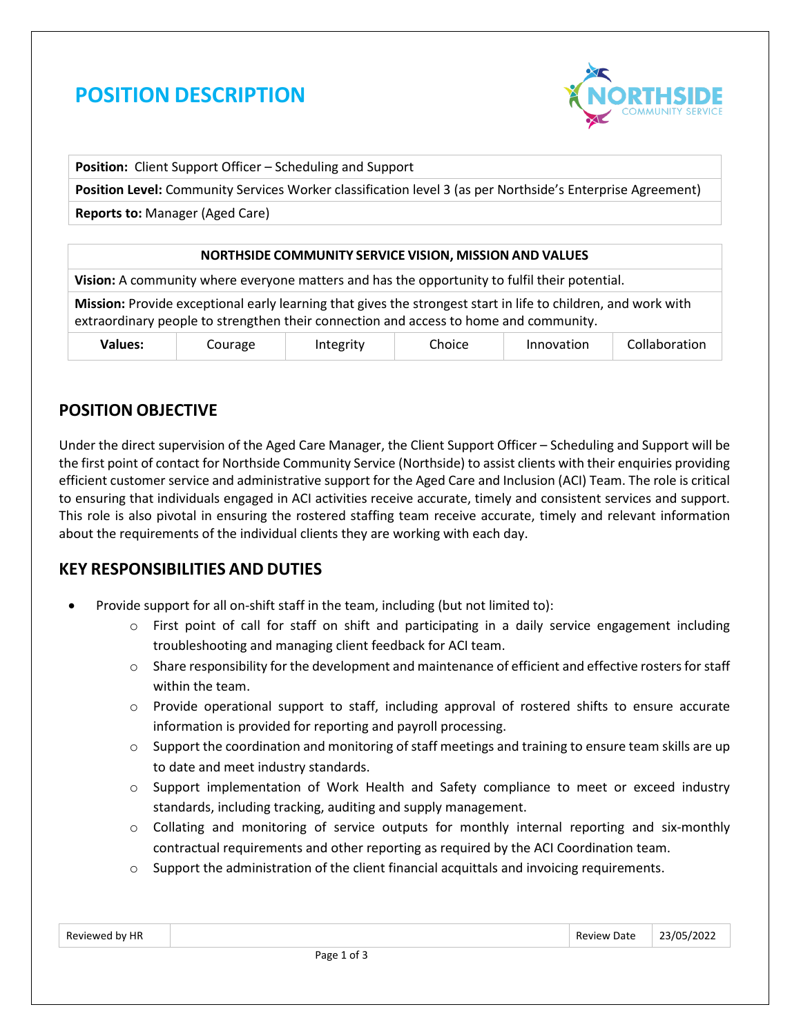# POSITION DESCRIPTION

| **Position:** Client Support Officer – Scheduling and Support |
|---|
| **Position Level:** Community Services Worker classification level 3 (as per Northside's Enterprise Agreement) |
| **Reports to:** Manager (Aged Care) |

| **NORTHSIDE COMMUNITY SERVICE VISION, MISSION AND VALUES** | | | | | |
|---|---|---|---|---|---|
| **Vision:** A community where everyone matters and has the opportunity to fulfil their potential. | | | | | |
| **Mission:** Provide exceptional early learning that gives the strongest start in life to children, and work with extraordinary people to strengthen their connection and access to home and community. | | | | | |
| **Values:** | Courage | Integrity | Choice | Innovation | Collaboration |

## POSITION OBJECTIVE

Under the direct supervision of the Aged Care Manager, the Client Support Officer – Scheduling and Support will be the first point of contact for Northside Community Service (Northside) to assist clients with their enquiries providing efficient customer service and administrative support for the Aged Care and Inclusion (ACI) Team. The role is critical to ensuring that individuals engaged in ACI activities receive accurate, timely and consistent services and support. This role is also pivotal in ensuring the rostered staffing team receive accurate, timely and relevant information about the requirements of the individual clients they are working with each day.

## KEY RESPONSIBILITIES AND DUTIES

- Provide support for all on-shift staff in the team, including (but not limited to):
  - First point of call for staff on shift and participating in a daily service engagement including troubleshooting and managing client feedback for ACI team.
  - Share responsibility for the development and maintenance of efficient and effective rosters for staff within the team.
  - Provide operational support to staff, including approval of rostered shifts to ensure accurate information is provided for reporting and payroll processing.
  - Support the coordination and monitoring of staff meetings and training to ensure team skills are up to date and meet industry standards.
  - Support implementation of Work Health and Safety compliance to meet or exceed industry standards, including tracking, auditing and supply management.
  - Collating and monitoring of service outputs for monthly internal reporting and six-monthly contractual requirements and other reporting as required by the ACI Coordination team.
  - Support the administration of the client financial acquittals and invoicing requirements.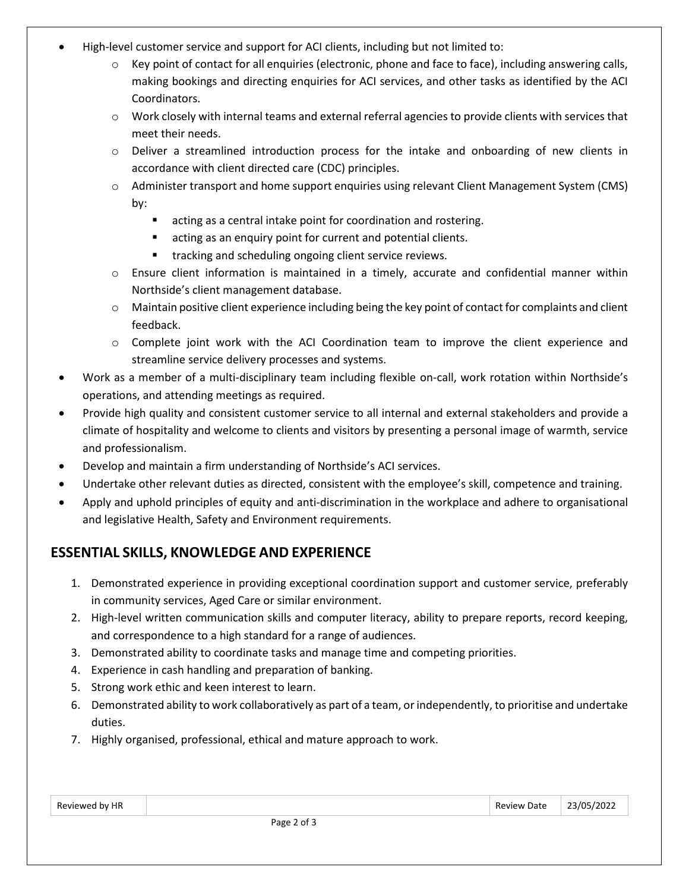- High-level customer service and support for ACI clients, including but not limited to:
  - Key point of contact for all enquiries (electronic, phone and face to face), including answering calls, making bookings and directing enquiries for ACI services, and other tasks as identified by the ACI Coordinators.
  - Work closely with internal teams and external referral agencies to provide clients with services that meet their needs.
  - Deliver a streamlined introduction process for the intake and onboarding of new clients in accordance with client directed care (CDC) principles.
  - Administer transport and home support enquiries using relevant Client Management System (CMS) by:
    - acting as a central intake point for coordination and rostering.
    - acting as an enquiry point for current and potential clients.
    - tracking and scheduling ongoing client service reviews.
  - Ensure client information is maintained in a timely, accurate and confidential manner within Northside's client management database.
  - Maintain positive client experience including being the key point of contact for complaints and client feedback.
  - Complete joint work with the ACI Coordination team to improve the client experience and streamline service delivery processes and systems.
- Work as a member of a multi-disciplinary team including flexible on-call, work rotation within Northside's operations, and attending meetings as required.
- Provide high quality and consistent customer service to all internal and external stakeholders and provide a climate of hospitality and welcome to clients and visitors by presenting a personal image of warmth, service and professionalism.
- Develop and maintain a firm understanding of Northside's ACI services.
- Undertake other relevant duties as directed, consistent with the employee's skill, competence and training.
- Apply and uphold principles of equity and anti-discrimination in the workplace and adhere to organisational and legislative Health, Safety and Environment requirements.

## ESSENTIAL SKILLS, KNOWLEDGE AND EXPERIENCE

1. Demonstrated experience in providing exceptional coordination support and customer service, preferably in community services, Aged Care or similar environment.
2. High-level written communication skills and computer literacy, ability to prepare reports, record keeping, and correspondence to a high standard for a range of audiences.
3. Demonstrated ability to coordinate tasks and manage time and competing priorities.
4. Experience in cash handling and preparation of banking.
5. Strong work ethic and keen interest to learn.
6. Demonstrated ability to work collaboratively as part of a team, or independently, to prioritise and undertake duties.
7. Highly organised, professional, ethical and mature approach to work.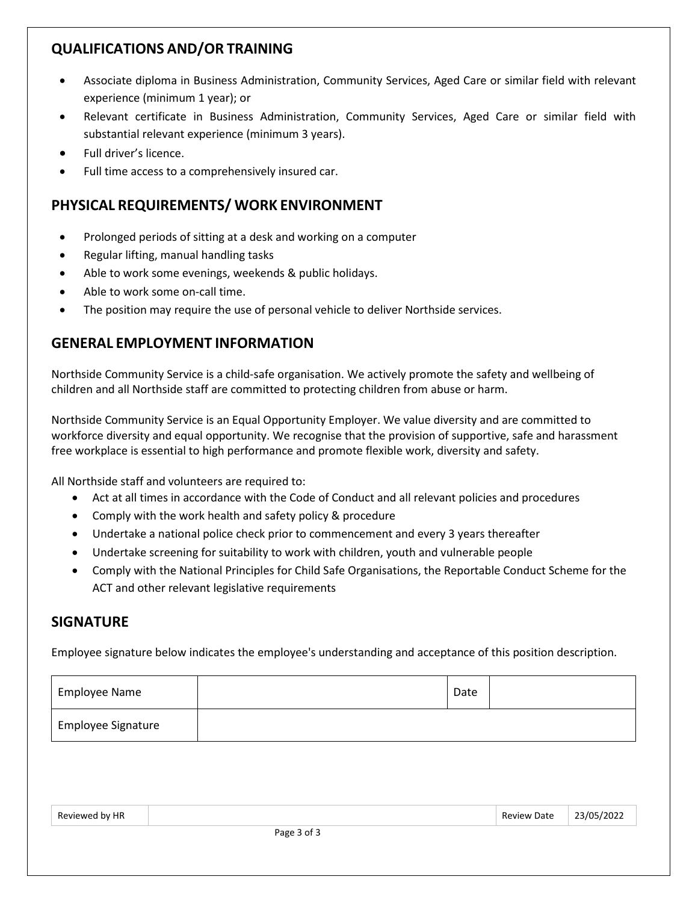## QUALIFICATIONS AND/OR TRAINING

- Associate diploma in Business Administration, Community Services, Aged Care or similar field with relevant experience (minimum 1 year); or
- Relevant certificate in Business Administration, Community Services, Aged Care or similar field with substantial relevant experience (minimum 3 years).
- Full driver's licence.
- Full time access to a comprehensively insured car.

## PHYSICAL REQUIREMENTS/ WORK ENVIRONMENT

- Prolonged periods of sitting at a desk and working on a computer
- Regular lifting, manual handling tasks
- Able to work some evenings, weekends & public holidays.
- Able to work some on-call time.
- The position may require the use of personal vehicle to deliver Northside services.

## GENERAL EMPLOYMENT INFORMATION

Northside Community Service is a child-safe organisation. We actively promote the safety and wellbeing of children and all Northside staff are committed to protecting children from abuse or harm.

Northside Community Service is an Equal Opportunity Employer. We value diversity and are committed to workforce diversity and equal opportunity. We recognise that the provision of supportive, safe and harassment free workplace is essential to high performance and promote flexible work, diversity and safety.

All Northside staff and volunteers are required to:

- Act at all times in accordance with the Code of Conduct and all relevant policies and procedures
- Comply with the work health and safety policy & procedure
- Undertake a national police check prior to commencement and every 3 years thereafter
- Undertake screening for suitability to work with children, youth and vulnerable people
- Comply with the National Principles for Child Safe Organisations, the Reportable Conduct Scheme for the ACT and other relevant legislative requirements

## SIGNATURE

Employee signature below indicates the employee's understanding and acceptance of this position description.

| | | | |
|---|---|---|---|
| Employee Name | | Date | |
| Employee Signature | | | |

| | | | |
|---|---|---|---|
| Reviewed by HR | | Review Date | 23/05/2022 |